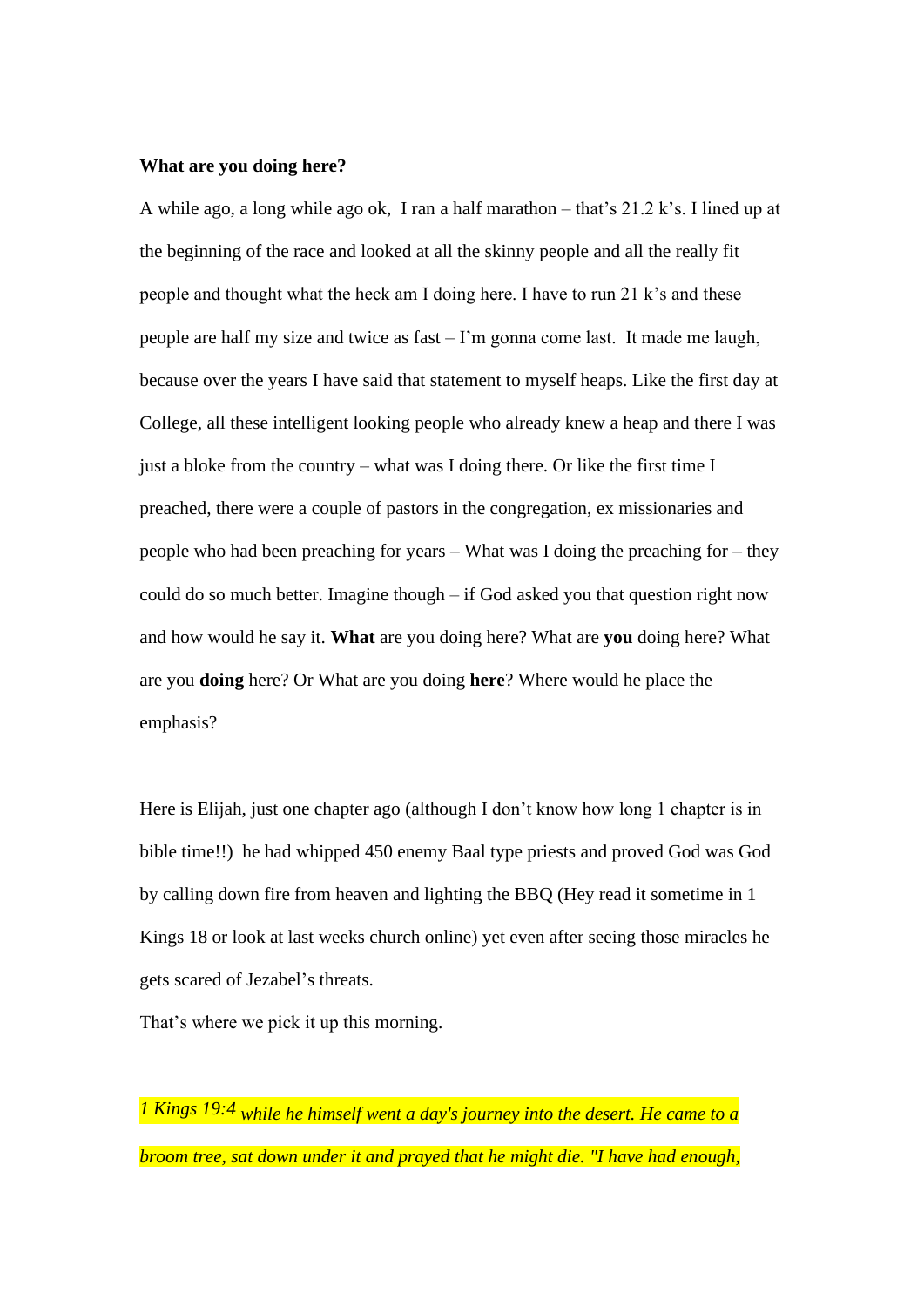**What are you doing here?**

A while ago, a long while ago ok,  I ran a half marathon – that's 21.2 k's. I lined up at the beginning of the race and looked at all the skinny people and all the really fit people and thought what the heck am I doing here. I have to run 21 k's and these people are half my size and twice as fast – I'm gonna come last.  It made me laugh, because over the years I have said that statement to myself heaps. Like the first day at College, all these intelligent looking people who already knew a heap and there I was just a bloke from the country – what was I doing there. Or like the first time I preached, there were a couple of pastors in the congregation, ex missionaries and people who had been preaching for years – What was I doing the preaching for – they could do so much better. Imagine though – if God asked you that question right now and how would he say it. **What** are you doing here? What are **you** doing here? What are you **doing** here? Or What are you doing **here**? Where would he place the emphasis?

Here is Elijah, just one chapter ago (although I don't know how long 1 chapter is in bible time!!)  he had whipped 450 enemy Baal type priests and proved God was God by calling down fire from heaven and lighting the BBQ (Hey read it sometime in 1 Kings 18 or look at last weeks church online) yet even after seeing those miracles he gets scared of Jezabel's threats.

That's where we pick it up this morning.

*1 Kings 19:4 while he himself went a day's journey into the desert. He came to a broom tree, sat down under it and prayed that he might die. "I have had enough,*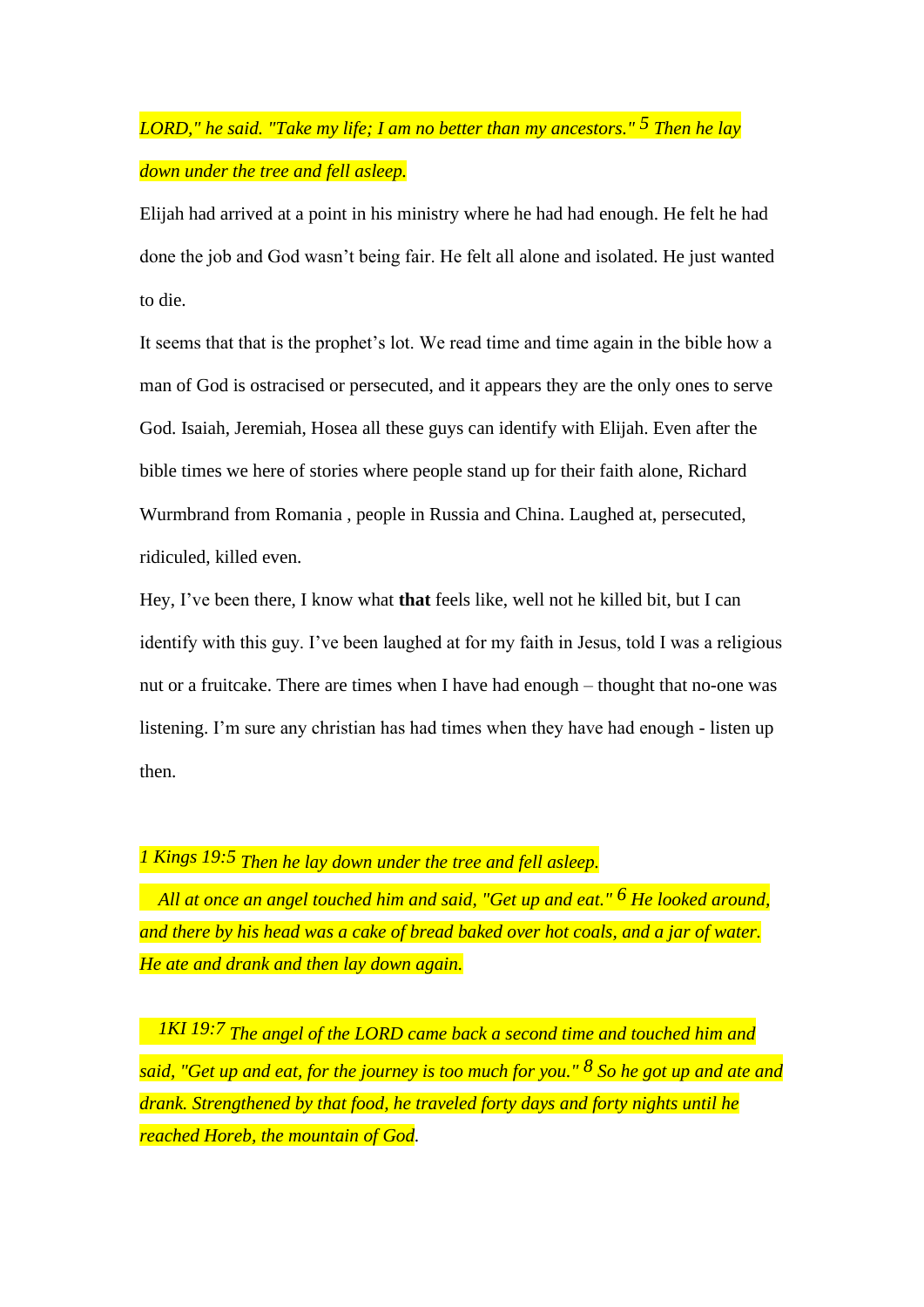*LORD," he said. "Take my life; I am no better than my ancestors."* [5] *Then he lay down under the tree and fell asleep.*

Elijah had arrived at a point in his ministry where he had had enough. He felt he had done the job and God wasn't being fair. He felt all alone and isolated. He just wanted to die.

It seems that that is the prophet's lot. We read time and time again in the bible how a man of God is ostracised or persecuted, and it appears they are the only ones to serve God. Isaiah, Jeremiah, Hosea all these guys can identify with Elijah. Even after the bible times we here of stories where people stand up for their faith alone, Richard Wurmbrand from Romania , people in Russia and China. Laughed at, persecuted, ridiculed, killed even.

Hey, I've been there, I know what **that** feels like, well not he killed bit, but I can identify with this guy. I've been laughed at for my faith in Jesus, told I was a religious nut or a fruitcake. There are times when I have had enough – thought that no-one was listening. I'm sure any christian has had times when they have had enough - listen up then.

*1 Kings 19:5 Then he lay down under the tree and fell asleep.*

*All at once an angel touched him and said, "Get up and eat."* [6] *He looked around, and there by his head was a cake of bread baked over hot coals, and a jar of water. He ate and drank and then lay down again.*

*1KI 19:7 The angel of the LORD came back a second time and touched him and said, "Get up and eat, for the journey is too much for you."* [8] *So he got up and ate and drank. Strengthened by that food, he traveled forty days and forty nights until he reached Horeb, the mountain of God.*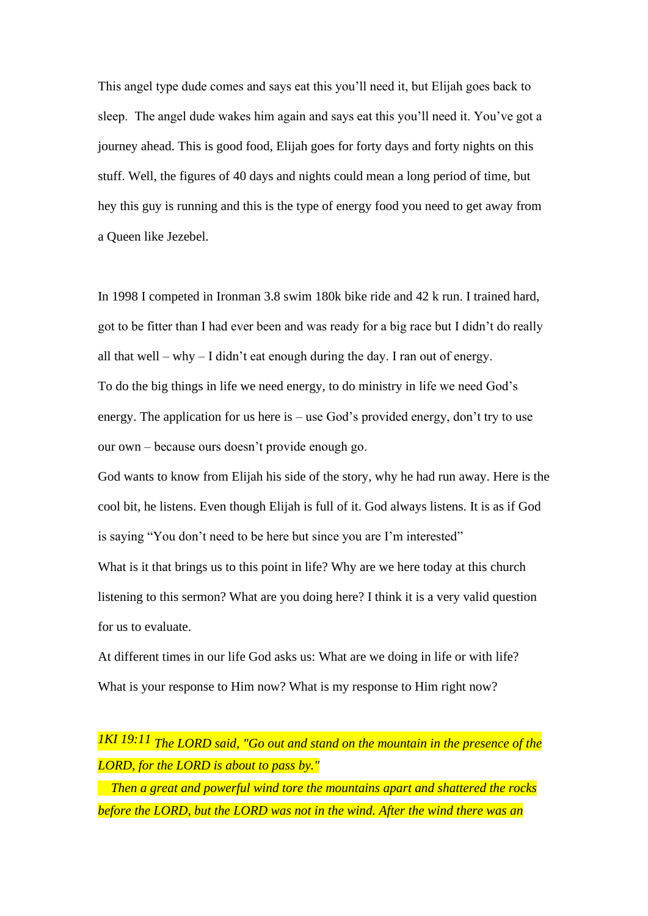This angel type dude comes and says eat this you'll need it, but Elijah goes back to sleep. The angel dude wakes him again and says eat this you'll need it. You've got a journey ahead. This is good food, Elijah goes for forty days and forty nights on this stuff. Well, the figures of 40 days and nights could mean a long period of time, but hey this guy is running and this is the type of energy food you need to get away from a Queen like Jezebel.

In 1998 I competed in Ironman 3.8 swim 180k bike ride and 42 k run. I trained hard, got to be fitter than I had ever been and was ready for a big race but I didn't do really all that well – why – I didn't eat enough during the day. I ran out of energy.

To do the big things in life we need energy, to do ministry in life we need God's energy. The application for us here is – use God's provided energy, don't try to use our own – because ours doesn't provide enough go.

God wants to know from Elijah his side of the story, why he had run away. Here is the cool bit, he listens. Even though Elijah is full of it. God always listens. It is as if God is saying "You don't need to be here but since you are I'm interested"

What is it that brings us to this point in life? Why are we here today at this church listening to this sermon? What are you doing here? I think it is a very valid question for us to evaluate.

At different times in our life God asks us: What are we doing in life or with life? What is your response to Him now? What is my response to Him right now?

*1KI 19:11 The LORD said, "Go out and stand on the mountain in the presence of the LORD, for the LORD is about to pass by."*

*Then a great and powerful wind tore the mountains apart and shattered the rocks before the LORD, but the LORD was not in the wind. After the wind there was an*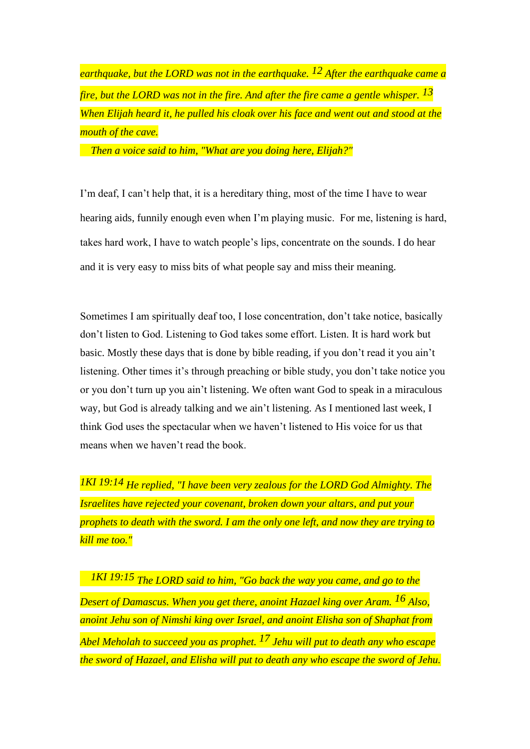*earthquake, but the LORD was not in the earthquake. 12 After the earthquake came a fire, but the LORD was not in the fire. And after the fire came a gentle whisper. 13 When Elijah heard it, he pulled his cloak over his face and went out and stood at the mouth of the cave.*

*Then a voice said to him, "What are you doing here, Elijah?"*

I'm deaf, I can't help that, it is a hereditary thing, most of the time I have to wear hearing aids, funnily enough even when I'm playing music. For me, listening is hard, takes hard work, I have to watch people's lips, concentrate on the sounds. I do hear and it is very easy to miss bits of what people say and miss their meaning.

Sometimes I am spiritually deaf too, I lose concentration, don't take notice, basically don't listen to God. Listening to God takes some effort. Listen. It is hard work but basic. Mostly these days that is done by bible reading, if you don't read it you ain't listening. Other times it's through preaching or bible study, you don't take notice you or you don't turn up you ain't listening. We often want God to speak in a miraculous way, but God is already talking and we ain't listening. As I mentioned last week, I think God uses the spectacular when we haven't listened to His voice for us that means when we haven't read the book.

*1KI 19:14 He replied, "I have been very zealous for the LORD God Almighty. The Israelites have rejected your covenant, broken down your altars, and put your prophets to death with the sword. I am the only one left, and now they are trying to kill me too."*

*1KI 19:15 The LORD said to him, "Go back the way you came, and go to the Desert of Damascus. When you get there, anoint Hazael king over Aram. 16 Also, anoint Jehu son of Nimshi king over Israel, and anoint Elisha son of Shaphat from Abel Meholah to succeed you as prophet. 17 Jehu will put to death any who escape the sword of Hazael, and Elisha will put to death any who escape the sword of Jehu.*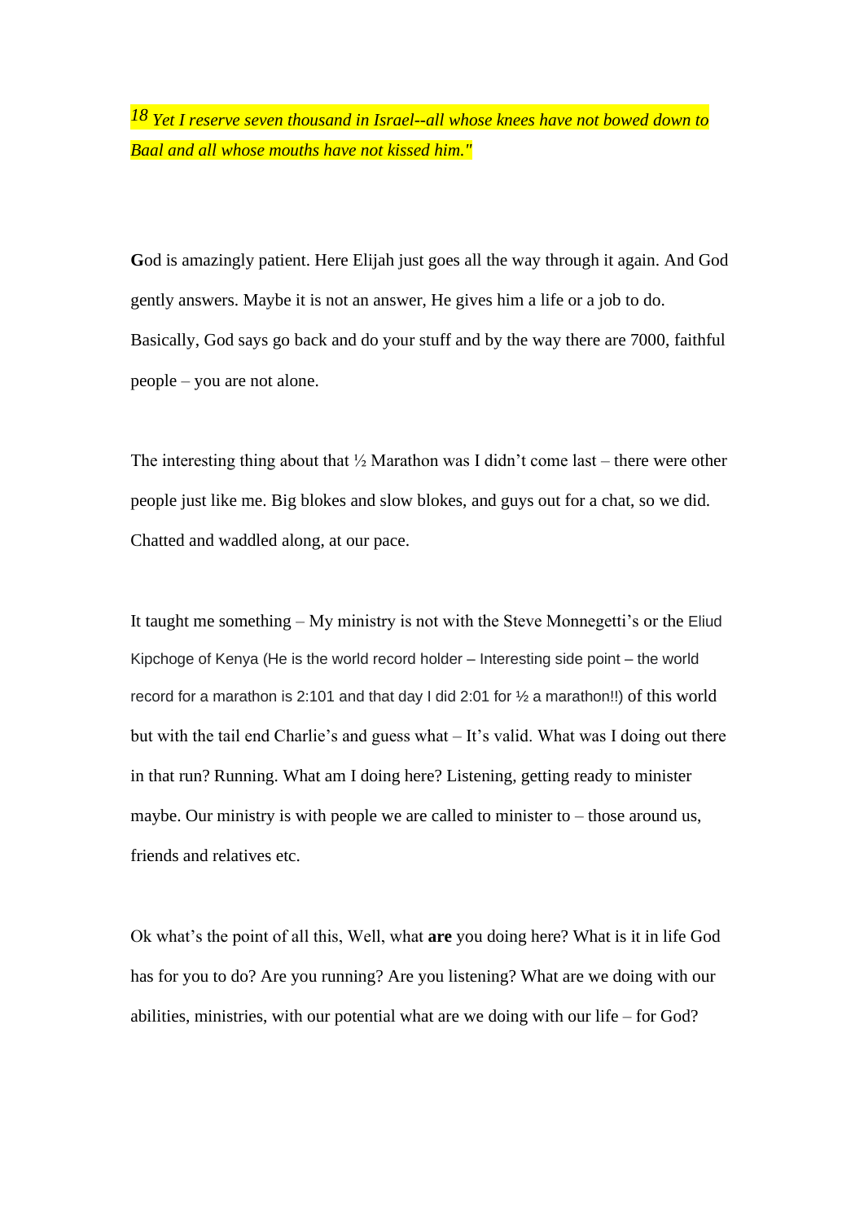*18 Yet I reserve seven thousand in Israel--all whose knees have not bowed down to Baal and all whose mouths have not kissed him."*

**G**od is amazingly patient. Here Elijah just goes all the way through it again. And God gently answers. Maybe it is not an answer, He gives him a life or a job to do. Basically, God says go back and do your stuff and by the way there are 7000, faithful people – you are not alone.

The interesting thing about that ½ Marathon was I didn't come last – there were other people just like me. Big blokes and slow blokes, and guys out for a chat, so we did. Chatted and waddled along, at our pace.

It taught me something – My ministry is not with the Steve Monnegetti's or the Eliud Kipchoge of Kenya (He is the world record holder – Interesting side point – the world record for a marathon is 2:101 and that day I did 2:01 for ½ a marathon!!) of this world but with the tail end Charlie's and guess what – It's valid. What was I doing out there in that run? Running. What am I doing here? Listening, getting ready to minister maybe. Our ministry is with people we are called to minister to – those around us, friends and relatives etc.

Ok what's the point of all this, Well, what **are** you doing here? What is it in life God has for you to do? Are you running? Are you listening? What are we doing with our abilities, ministries, with our potential what are we doing with our life – for God?